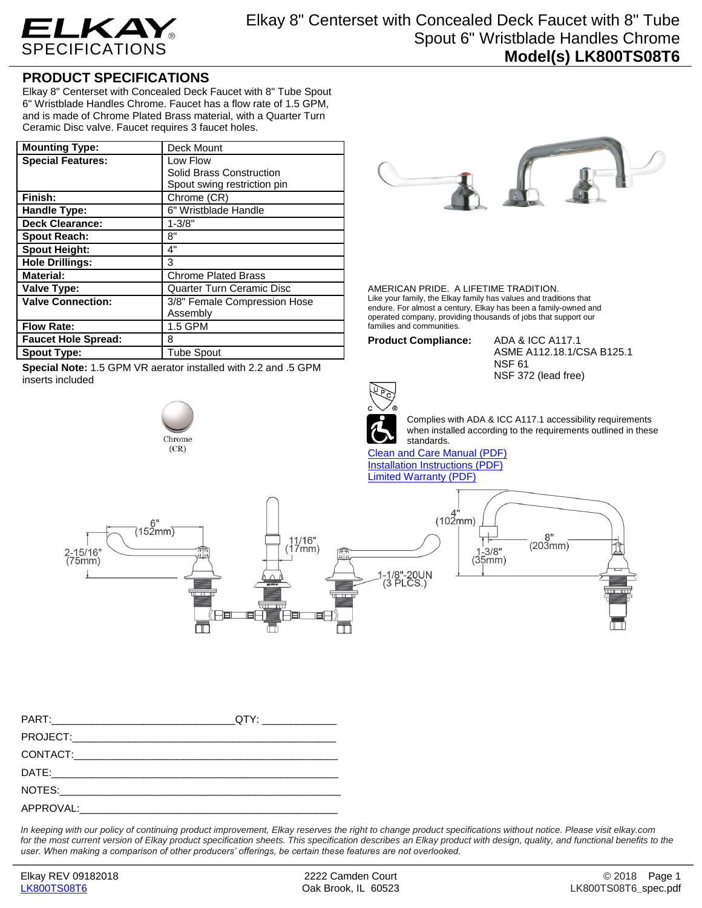# ELKAY SPECIFICATIONS

# Elkay 8" Centerset with Concealed Deck Faucet with 8" Tube Spout 6" Wristblade Handles Chrome

## Model(s) LK800TS08T6

## PRODUCT SPECIFICATIONS

Elkay 8" Centerset with Concealed Deck Faucet with 8" Tube Spout 6" Wristblade Handles Chrome. Faucet has a flow rate of 1.5 GPM, and is made of Chrome Plated Brass material, with a Quarter Turn Ceramic Disc valve. Faucet requires 3 faucet holes.

| | |
|---|---|
| **Mounting Type:** | Deck Mount |
| **Special Features:** | Low Flow<br>Solid Brass Construction<br>Spout swing restriction pin |
| **Finish:** | Chrome (CR) |
| **Handle Type:** | 6" Wristblade Handle |
| **Deck Clearance:** | 1-3/8" |
| **Spout Reach:** | 8" |
| **Spout Height:** | 4" |
| **Hole Drillings:** | 3 |
| **Material:** | Chrome Plated Brass |
| **Valve Type:** | Quarter Turn Ceramic Disc |
| **Valve Connection:** | 3/8" Female Compression Hose Assembly |
| **Flow Rate:** | 1.5 GPM |
| **Faucet Hole Spread:** | 8 |
| **Spout Type:** | Tube Spout |

**Special Note:** 1.5 GPM VR aerator installed with 2.2 and .5 GPM inserts included

Chrome
(CR)

AMERICAN PRIDE. A LIFETIME TRADITION.
Like your family, the Elkay family has values and traditions that endure. For almost a century, Elkay has been a family-owned and operated company, providing thousands of jobs that support our families and communities.

**Product Compliance:** ADA & ICC A117.1
ASME A112.18.1/CSA B125.1
NSF 61
NSF 372 (lead free)

Complies with ADA & ICC A117.1 accessibility requirements when installed according to the requirements outlined in these standards.

[Clean and Care Manual (PDF)](#)
[Installation Instructions (PDF)](#)
[Limited Warranty (PDF)](#)

6" (152mm)
2-15/16" (75mm)
11/16" (17mm)
1-1/8"-20UN (3 PLCS.)
4" (102mm)
1-3/8" (35mm)
8" (203mm)

PART:_______________________________QTY: ____________
PROJECT:_____________________________________________
CONTACT:_____________________________________________
DATE:________________________________________________
NOTES:_______________________________________________
APPROVAL:____________________________________________

*In keeping with our policy of continuing product improvement, Elkay reserves the right to change product specifications without notice. Please visit elkay.com for the most current version of Elkay product specification sheets. This specification describes an Elkay product with design, quality, and functional benefits to the user. When making a comparison of other producers' offerings, be certain these features are not overlooked.*

Elkay REV 09182018
LK800TS08T6

2222 Camden Court
Oak Brook, IL 60523

© 2018
LK800TS08T6_spec.pdf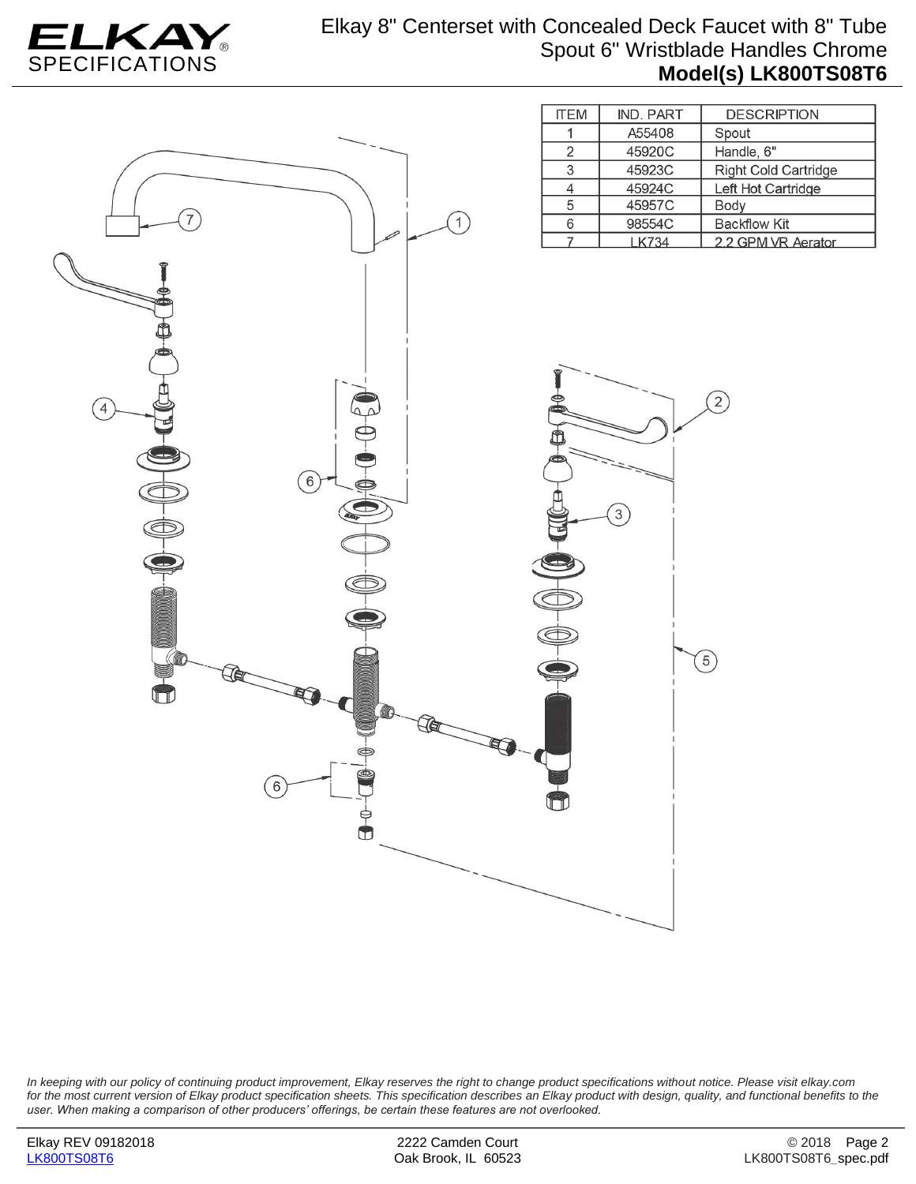# Elkay 8" Centerset with Concealed Deck Faucet with 8" Tube Spout 6" Wristblade Handles Chrome

**Model(s) LK800TS08T6**

| ITEM | IND. PART | DESCRIPTION |
|---|---|---|
| 1 | A55408 | Spout |
| 2 | 45920C | Handle, 6" |
| 3 | 45923C | Right Cold Cartridge |
| 4 | 45924C | Left Hot Cartridge |
| 5 | 45957C | Body |
| 6 | 98554C | Backflow Kit |
| 7 | LK734 | 2.2 GPM VR Aerator |

*In keeping with our policy of continuing product improvement, Elkay reserves the right to change product specifications without notice. Please visit elkay.com for the most current version of Elkay product specification sheets. This specification describes an Elkay product with design, quality, and functional benefits to the user. When making a comparison of other producers' offerings, be certain these features are not overlooked.*

Elkay REV 09182018
LK800TS08T6

2222 Camden Court
Oak Brook, IL 60523

© 2018
LK800TS08T6_spec.pdf